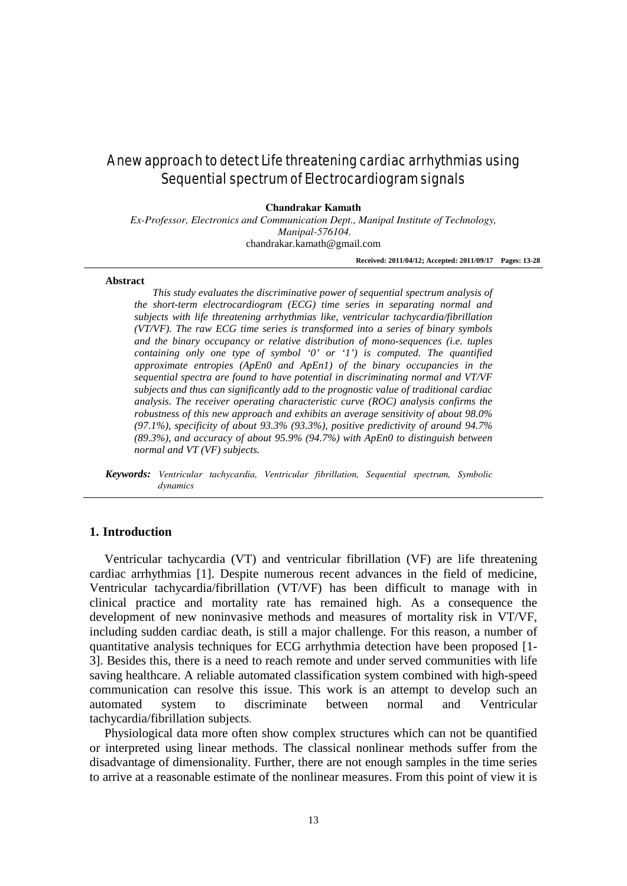# A new approach to detect Life threatening cardiac arrhythmias using Sequential spectrum of Electrocardiogram signals

**Chandrakar Kamath**

*Ex-Professor, Electronics and Communication Dept., Manipal Institute of Technology, Manipal-576104.*
chandrakar.kamath@gmail.com

**Received: 2011/04/12; Accepted: 2011/09/17**

### Abstract

*This study evaluates the discriminative power of sequential spectrum analysis of the short-term electrocardiogram (ECG) time series in separating normal and subjects with life threatening arrhythmias like, ventricular tachycardia/fibrillation (VT/VF). The raw ECG time series is transformed into a series of binary symbols and the binary occupancy or relative distribution of mono-sequences (i.e. tuples containing only one type of symbol '0' or '1') is computed. The quantified approximate entropies (ApEn0 and ApEn1) of the binary occupancies in the sequential spectra are found to have potential in discriminating normal and VT/VF subjects and thus can significantly add to the prognostic value of traditional cardiac analysis. The receiver operating characteristic curve (ROC) analysis confirms the robustness of this new approach and exhibits an average sensitivity of about 98.0% (97.1%), specificity of about 93.3% (93.3%), positive predictivity of around 94.7% (89.3%), and accuracy of about 95.9% (94.7%) with ApEn0 to distinguish between normal and VT (VF) subjects.*

***Keywords:*** *Ventricular tachycardia, Ventricular fibrillation, Sequential spectrum, Symbolic dynamics*

## 1. Introduction

Ventricular tachycardia (VT) and ventricular fibrillation (VF) are life threatening cardiac arrhythmias [1]. Despite numerous recent advances in the field of medicine, Ventricular tachycardia/fibrillation (VT/VF) has been difficult to manage with in clinical practice and mortality rate has remained high. As a consequence the development of new noninvasive methods and measures of mortality risk in VT/VF, including sudden cardiac death, is still a major challenge. For this reason, a number of quantitative analysis techniques for ECG arrhythmia detection have been proposed [1-3]. Besides this, there is a need to reach remote and under served communities with life saving healthcare. A reliable automated classification system combined with high-speed communication can resolve this issue. This work is an attempt to develop such an automated system to discriminate between normal and Ventricular tachycardia/fibrillation subjects.

Physiological data more often show complex structures which can not be quantified or interpreted using linear methods. The classical nonlinear methods suffer from the disadvantage of dimensionality. Further, there are not enough samples in the time series to arrive at a reasonable estimate of the nonlinear measures. From this point of view it is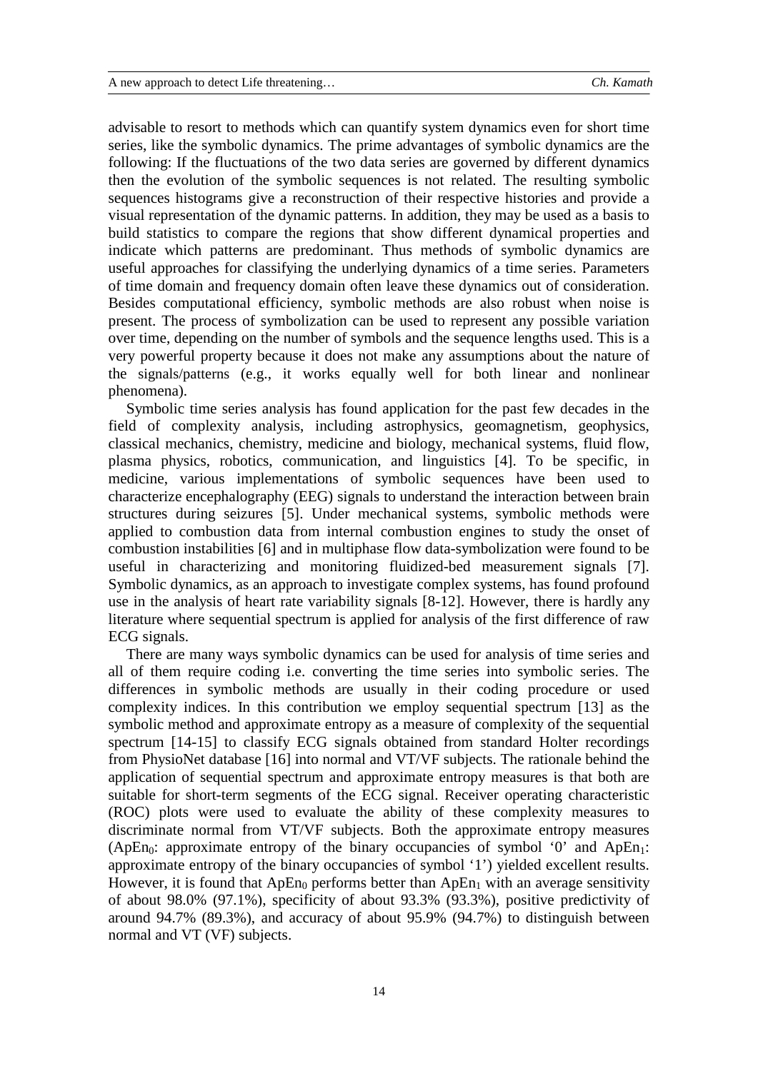advisable to resort to methods which can quantify system dynamics even for short time series, like the symbolic dynamics. The prime advantages of symbolic dynamics are the following: If the fluctuations of the two data series are governed by different dynamics then the evolution of the symbolic sequences is not related. The resulting symbolic sequences histograms give a reconstruction of their respective histories and provide a visual representation of the dynamic patterns. In addition, they may be used as a basis to build statistics to compare the regions that show different dynamical properties and indicate which patterns are predominant. Thus methods of symbolic dynamics are useful approaches for classifying the underlying dynamics of a time series. Parameters of time domain and frequency domain often leave these dynamics out of consideration. Besides computational efficiency, symbolic methods are also robust when noise is present. The process of symbolization can be used to represent any possible variation over time, depending on the number of symbols and the sequence lengths used. This is a very powerful property because it does not make any assumptions about the nature of the signals/patterns (e.g., it works equally well for both linear and nonlinear phenomena).

Symbolic time series analysis has found application for the past few decades in the field of complexity analysis, including astrophysics, geomagnetism, geophysics, classical mechanics, chemistry, medicine and biology, mechanical systems, fluid flow, plasma physics, robotics, communication, and linguistics [4]. To be specific, in medicine, various implementations of symbolic sequences have been used to characterize encephalography (EEG) signals to understand the interaction between brain structures during seizures [5]. Under mechanical systems, symbolic methods were applied to combustion data from internal combustion engines to study the onset of combustion instabilities [6] and in multiphase flow data-symbolization were found to be useful in characterizing and monitoring fluidized-bed measurement signals [7]. Symbolic dynamics, as an approach to investigate complex systems, has found profound use in the analysis of heart rate variability signals [8-12]. However, there is hardly any literature where sequential spectrum is applied for analysis of the first difference of raw ECG signals.

There are many ways symbolic dynamics can be used for analysis of time series and all of them require coding i.e. converting the time series into symbolic series. The differences in symbolic methods are usually in their coding procedure or used complexity indices. In this contribution we employ sequential spectrum [13] as the symbolic method and approximate entropy as a measure of complexity of the sequential spectrum [14-15] to classify ECG signals obtained from standard Holter recordings from PhysioNet database [16] into normal and VT/VF subjects. The rationale behind the application of sequential spectrum and approximate entropy measures is that both are suitable for short-term segments of the ECG signal. Receiver operating characteristic (ROC) plots were used to evaluate the ability of these complexity measures to discriminate normal from VT/VF subjects. Both the approximate entropy measures ($ApEn_0$: approximate entropy of the binary occupancies of symbol '0' and $ApEn_1$: approximate entropy of the binary occupancies of symbol '1') yielded excellent results. However, it is found that $ApEn_0$ performs better than $ApEn_1$ with an average sensitivity of about 98.0% (97.1%), specificity of about 93.3% (93.3%), positive predictivity of around 94.7% (89.3%), and accuracy of about 95.9% (94.7%) to distinguish between normal and VT (VF) subjects.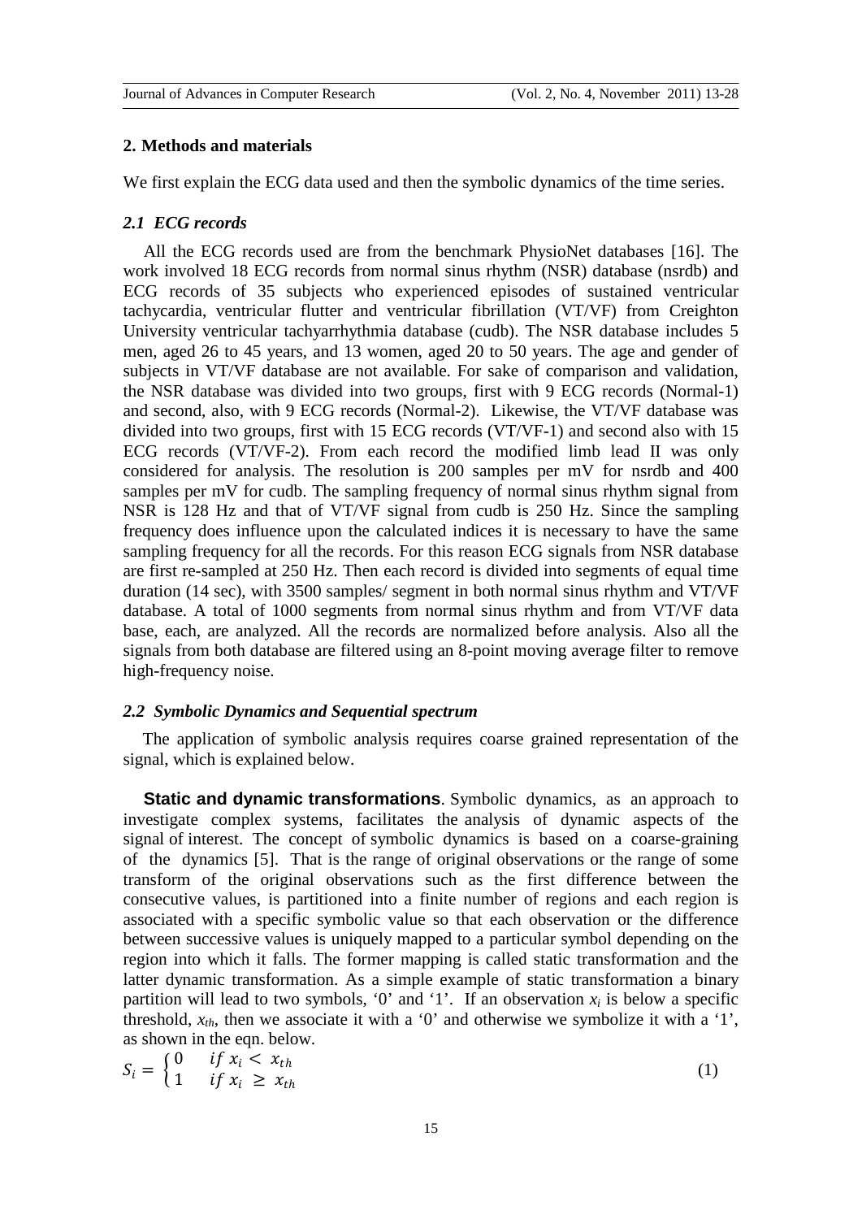## 2. Methods and materials

We first explain the ECG data used and then the symbolic dynamics of the time series.

### *2.1 ECG records*

All the ECG records used are from the benchmark PhysioNet databases [16]. The work involved 18 ECG records from normal sinus rhythm (NSR) database (nsrdb) and ECG records of 35 subjects who experienced episodes of sustained ventricular tachycardia, ventricular flutter and ventricular fibrillation (VT/VF) from Creighton University ventricular tachyarrhythmia database (cudb). The NSR database includes 5 men, aged 26 to 45 years, and 13 women, aged 20 to 50 years. The age and gender of subjects in VT/VF database are not available. For sake of comparison and validation, the NSR database was divided into two groups, first with 9 ECG records (Normal-1) and second, also, with 9 ECG records (Normal-2). Likewise, the VT/VF database was divided into two groups, first with 15 ECG records (VT/VF-1) and second also with 15 ECG records (VT/VF-2). From each record the modified limb lead II was only considered for analysis. The resolution is 200 samples per mV for nsrdb and 400 samples per mV for cudb. The sampling frequency of normal sinus rhythm signal from NSR is 128 Hz and that of VT/VF signal from cudb is 250 Hz. Since the sampling frequency does influence upon the calculated indices it is necessary to have the same sampling frequency for all the records. For this reason ECG signals from NSR database are first re-sampled at 250 Hz. Then each record is divided into segments of equal time duration (14 sec), with 3500 samples/ segment in both normal sinus rhythm and VT/VF database. A total of 1000 segments from normal sinus rhythm and from VT/VF data base, each, are analyzed. All the records are normalized before analysis. Also all the signals from both database are filtered using an 8-point moving average filter to remove high-frequency noise.

### *2.2 Symbolic Dynamics and Sequential spectrum*

The application of symbolic analysis requires coarse grained representation of the signal, which is explained below.

**Static and dynamic transformations**. Symbolic dynamics, as an approach to investigate complex systems, facilitates the analysis of dynamic aspects of the signal of interest. The concept of symbolic dynamics is based on a coarse-graining of the dynamics [5]. That is the range of original observations or the range of some transform of the original observations such as the first difference between the consecutive values, is partitioned into a finite number of regions and each region is associated with a specific symbolic value so that each observation or the difference between successive values is uniquely mapped to a particular symbol depending on the region into which it falls. The former mapping is called static transformation and the latter dynamic transformation. As a simple example of static transformation a binary partition will lead to two symbols, '0' and '1'. If an observation $x_i$ is below a specific threshold, $x_{th}$, then we associate it with a '0' and otherwise we symbolize it with a '1', as shown in the eqn. below.

$$S_i = \begin{cases} 0 & if\ x_i < x_{th} \\ 1 & if\ x_i \geq x_{th} \end{cases} \tag{1}$$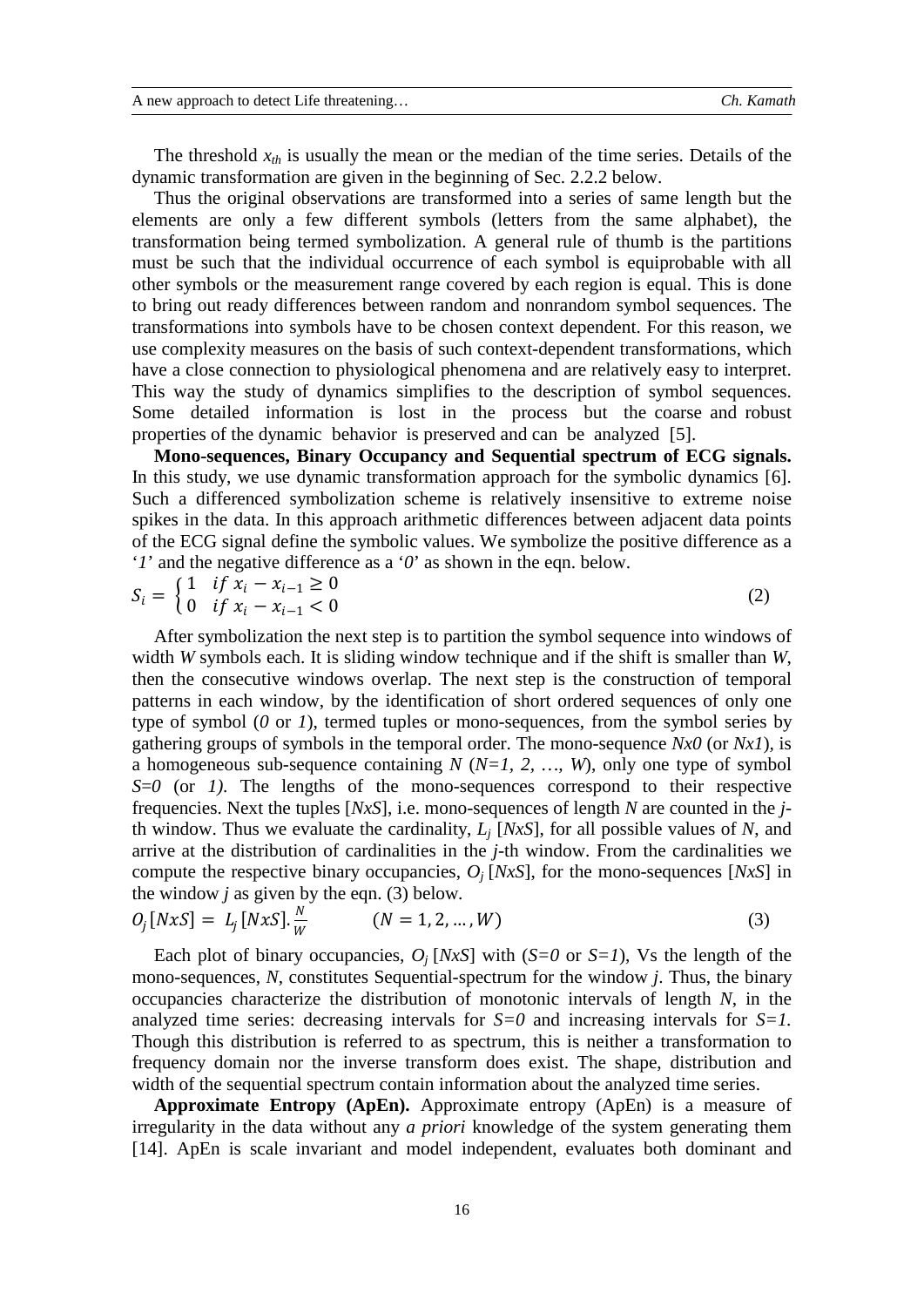The threshold $x_{th}$ is usually the mean or the median of the time series. Details of the dynamic transformation are given in the beginning of Sec. 2.2.2 below.

Thus the original observations are transformed into a series of same length but the elements are only a few different symbols (letters from the same alphabet), the transformation being termed symbolization. A general rule of thumb is the partitions must be such that the individual occurrence of each symbol is equiprobable with all other symbols or the measurement range covered by each region is equal. This is done to bring out ready differences between random and nonrandom symbol sequences. The transformations into symbols have to be chosen context dependent. For this reason, we use complexity measures on the basis of such context-dependent transformations, which have a close connection to physiological phenomena and are relatively easy to interpret. This way the study of dynamics simplifies to the description of symbol sequences. Some detailed information is lost in the process but the coarse and robust properties of the dynamic behavior is preserved and can be analyzed [5].

**Mono-sequences, Binary Occupancy and Sequential spectrum of ECG signals.** In this study, we use dynamic transformation approach for the symbolic dynamics [6]. Such a differenced symbolization scheme is relatively insensitive to extreme noise spikes in the data. In this approach arithmetic differences between adjacent data points of the ECG signal define the symbolic values. We symbolize the positive difference as a '*1*' and the negative difference as a '*0*' as shown in the eqn. below.

$$S_i = \begin{cases} 1 & if\ x_i - x_{i-1} \geq 0 \\ 0 & if\ x_i - x_{i-1} < 0 \end{cases} \tag{2}$$

After symbolization the next step is to partition the symbol sequence into windows of width *W* symbols each. It is sliding window technique and if the shift is smaller than *W*, then the consecutive windows overlap. The next step is the construction of temporal patterns in each window, by the identification of short ordered sequences of only one type of symbol (*0* or *1*), termed tuples or mono-sequences, from the symbol series by gathering groups of symbols in the temporal order. The mono-sequence *Nx0* (or *Nx1*), is a homogeneous sub-sequence containing *N* (*N=1, 2, …, W*), only one type of symbol *S=0* (or *1)*. The lengths of the mono-sequences correspond to their respective frequencies. Next the tuples [*NxS*], i.e. mono-sequences of length *N* are counted in the *j*-th window. Thus we evaluate the cardinality, $L_j$ [*NxS*], for all possible values of *N*, and arrive at the distribution of cardinalities in the *j*-th window. From the cardinalities we compute the respective binary occupancies, $O_j$ [*NxS*], for the mono-sequences [*NxS*] in the window *j* as given by the eqn. (3) below.

$$O_j[NxS] = L_j[NxS].\frac{N}{W} \qquad (N = 1, 2, \ldots, W) \tag{3}$$

Each plot of binary occupancies, $O_j$ [*NxS*] with (*S=0* or *S=1*), Vs the length of the mono-sequences, *N*, constitutes Sequential-spectrum for the window *j*. Thus, the binary occupancies characterize the distribution of monotonic intervals of length *N*, in the analyzed time series: decreasing intervals for *S=0* and increasing intervals for *S=1.* Though this distribution is referred to as spectrum, this is neither a transformation to frequency domain nor the inverse transform does exist. The shape, distribution and width of the sequential spectrum contain information about the analyzed time series.

**Approximate Entropy (ApEn).** Approximate entropy (ApEn) is a measure of irregularity in the data without any *a priori* knowledge of the system generating them [14]. ApEn is scale invariant and model independent, evaluates both dominant and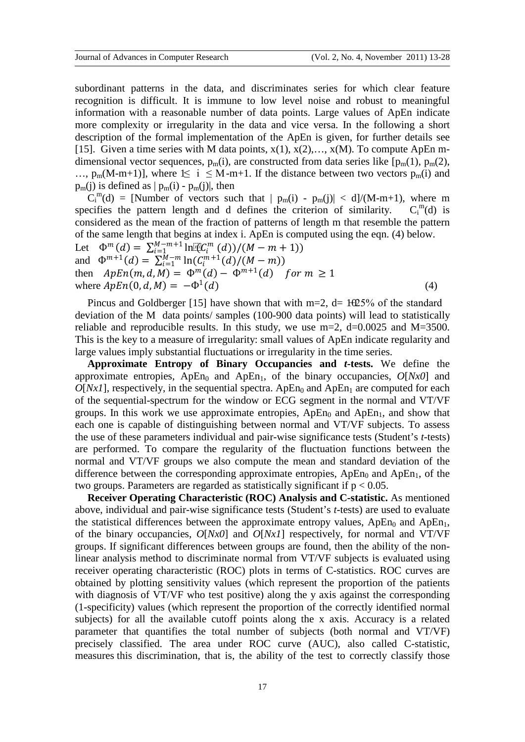subordinant patterns in the data, and discriminates series for which clear feature recognition is difficult. It is immune to low level noise and robust to meaningful information with a reasonable number of data points. Large values of ApEn indicate more complexity or irregularity in the data and vice versa. In the following a short description of the formal implementation of the ApEn is given, for further details see [15]. Given a time series with M data points, x(1), x(2),…, x(M). To compute ApEn m-dimensional vector sequences, $p_m(i)$, are constructed from data series like $[p_m(1), p_m(2), …, p_m(M\text{-}m\text{+}1)]$, where $1 \leq i \leq M\text{-}m\text{+}1$. If the distance between two vectors $p_m(i)$ and $p_m(j)$ is defined as $| p_m(i) - p_m(j)|$, then

$C_i^m(d)$ = [Number of vectors such that $| p_m(i) - p_m(j)| < d]/(M\text{-}m\text{+}1)$, where m specifies the pattern length and d defines the criterion of similarity. $C_i^m(d)$ is considered as the mean of the fraction of patterns of length m that resemble the pattern of the same length that begins at index i. ApEn is computed using the eqn. (4) below.

Let $\Phi^m(d) = \sum_{i=1}^{M-m+1} \ln(C_i^m(d))/(M-m+1))$

and $\Phi^{m+1}(d) = \sum_{i=1}^{M-m} \ln(C_i^{m+1}(d)/(M-m))$

then $ApEn(m,d,M) = \Phi^m(d) - \Phi^{m+1}(d) \quad for\ m \geq 1$

where $ApEn(0,d,M) = -\Phi^1(d)$ (4)

Pincus and Goldberger [15] have shown that with m=2, d= 10-25% of the standard deviation of the M data points/ samples (100-900 data points) will lead to statistically reliable and reproducible results. In this study, we use m=2, d=0.0025 and M=3500. This is the key to a measure of irregularity: small values of ApEn indicate regularity and large values imply substantial fluctuations or irregularity in the time series.

**Approximate Entropy of Binary Occupancies and *t*-tests.** We define the approximate entropies, $ApEn_0$ and $ApEn_1$, of the binary occupancies, *O*[*Nx0*] and *O*[*Nx1*], respectively, in the sequential spectra. $ApEn_0$ and $ApEn_1$ are computed for each of the sequential-spectrum for the window or ECG segment in the normal and VT/VF groups. In this work we use approximate entropies, $ApEn_0$ and $ApEn_1$, and show that each one is capable of distinguishing between normal and VT/VF subjects. To assess the use of these parameters individual and pair-wise significance tests (Student's *t*-tests) are performed. To compare the regularity of the fluctuation functions between the normal and VT/VF groups we also compute the mean and standard deviation of the difference between the corresponding approximate entropies, $ApEn_0$ and $ApEn_1$, of the two groups. Parameters are regarded as statistically significant if $p < 0.05$.

**Receiver Operating Characteristic (ROC) Analysis and C-statistic.** As mentioned above, individual and pair-wise significance tests (Student's *t*-tests) are used to evaluate the statistical differences between the approximate entropy values, $ApEn_0$ and $ApEn_1$, of the binary occupancies, *O*[*Nx0*] and *O*[*Nx1*] respectively, for normal and VT/VF groups. If significant differences between groups are found, then the ability of the non-linear analysis method to discriminate normal from VT/VF subjects is evaluated using receiver operating characteristic (ROC) plots in terms of C-statistics. ROC curves are obtained by plotting sensitivity values (which represent the proportion of the patients with diagnosis of VT/VF who test positive) along the y axis against the corresponding (1-specificity) values (which represent the proportion of the correctly identified normal subjects) for all the available cutoff points along the x axis. Accuracy is a related parameter that quantifies the total number of subjects (both normal and VT/VF) precisely classified. The area under ROC curve (AUC), also called C-statistic, measures this discrimination, that is, the ability of the test to correctly classify those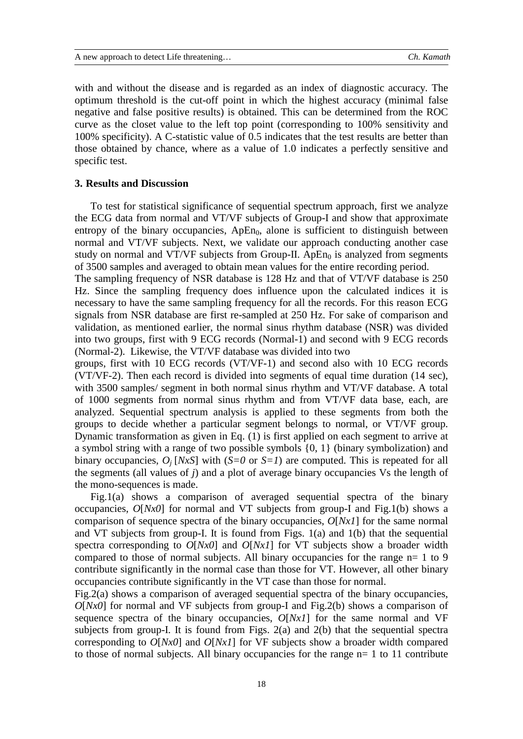with and without the disease and is regarded as an index of diagnostic accuracy. The optimum threshold is the cut-off point in which the highest accuracy (minimal false negative and false positive results) is obtained. This can be determined from the ROC curve as the closet value to the left top point (corresponding to 100% sensitivity and 100% specificity). A C-statistic value of 0.5 indicates that the test results are better than those obtained by chance, where as a value of 1.0 indicates a perfectly sensitive and specific test.

### 3. Results and Discussion

To test for statistical significance of sequential spectrum approach, first we analyze the ECG data from normal and VT/VF subjects of Group-I and show that approximate entropy of the binary occupancies, $ApEn_0$, alone is sufficient to distinguish between normal and VT/VF subjects. Next, we validate our approach conducting another case study on normal and VT/VF subjects from Group-II. $ApEn_0$ is analyzed from segments of 3500 samples and averaged to obtain mean values for the entire recording period.

The sampling frequency of NSR database is 128 Hz and that of VT/VF database is 250 Hz. Since the sampling frequency does influence upon the calculated indices it is necessary to have the same sampling frequency for all the records. For this reason ECG signals from NSR database are first re-sampled at 250 Hz. For sake of comparison and validation, as mentioned earlier, the normal sinus rhythm database (NSR) was divided into two groups, first with 9 ECG records (Normal-1) and second with 9 ECG records (Normal-2). Likewise, the VT/VF database was divided into two groups, first with 10 ECG records (VT/VF-1) and second also with 10 ECG records (VT/VF-2). Then each record is divided into segments of equal time duration (14 sec), with 3500 samples/ segment in both normal sinus rhythm and VT/VF database. A total of 1000 segments from normal sinus rhythm and from VT/VF data base, each, are analyzed. Sequential spectrum analysis is applied to these segments from both the groups to decide whether a particular segment belongs to normal, or VT/VF group. Dynamic transformation as given in Eq. (1) is first applied on each segment to arrive at a symbol string with a range of two possible symbols {0, 1} (binary symbolization) and binary occupancies, $O_j\,[NxS]$ with ($S=0$ or $S=1$) are computed. This is repeated for all the segments (all values of $j$) and a plot of average binary occupancies Vs the length of the mono-sequences is made.

Fig.1(a) shows a comparison of averaged sequential spectra of the binary occupancies, $O[Nx0]$ for normal and VT subjects from group-I and Fig.1(b) shows a comparison of sequence spectra of the binary occupancies, $O[Nx1]$ for the same normal and VT subjects from group-I. It is found from Figs. 1(a) and 1(b) that the sequential spectra corresponding to $O[Nx0]$ and $O[Nx1]$ for VT subjects show a broader width compared to those of normal subjects. All binary occupancies for the range n= 1 to 9 contribute significantly in the normal case than those for VT. However, all other binary occupancies contribute significantly in the VT case than those for normal.

Fig.2(a) shows a comparison of averaged sequential spectra of the binary occupancies, $O[Nx0]$ for normal and VF subjects from group-I and Fig.2(b) shows a comparison of sequence spectra of the binary occupancies, $O[Nx1]$ for the same normal and VF subjects from group-I. It is found from Figs. 2(a) and 2(b) that the sequential spectra corresponding to $O[Nx0]$ and $O[Nx1]$ for VF subjects show a broader width compared to those of normal subjects. All binary occupancies for the range n= 1 to 11 contribute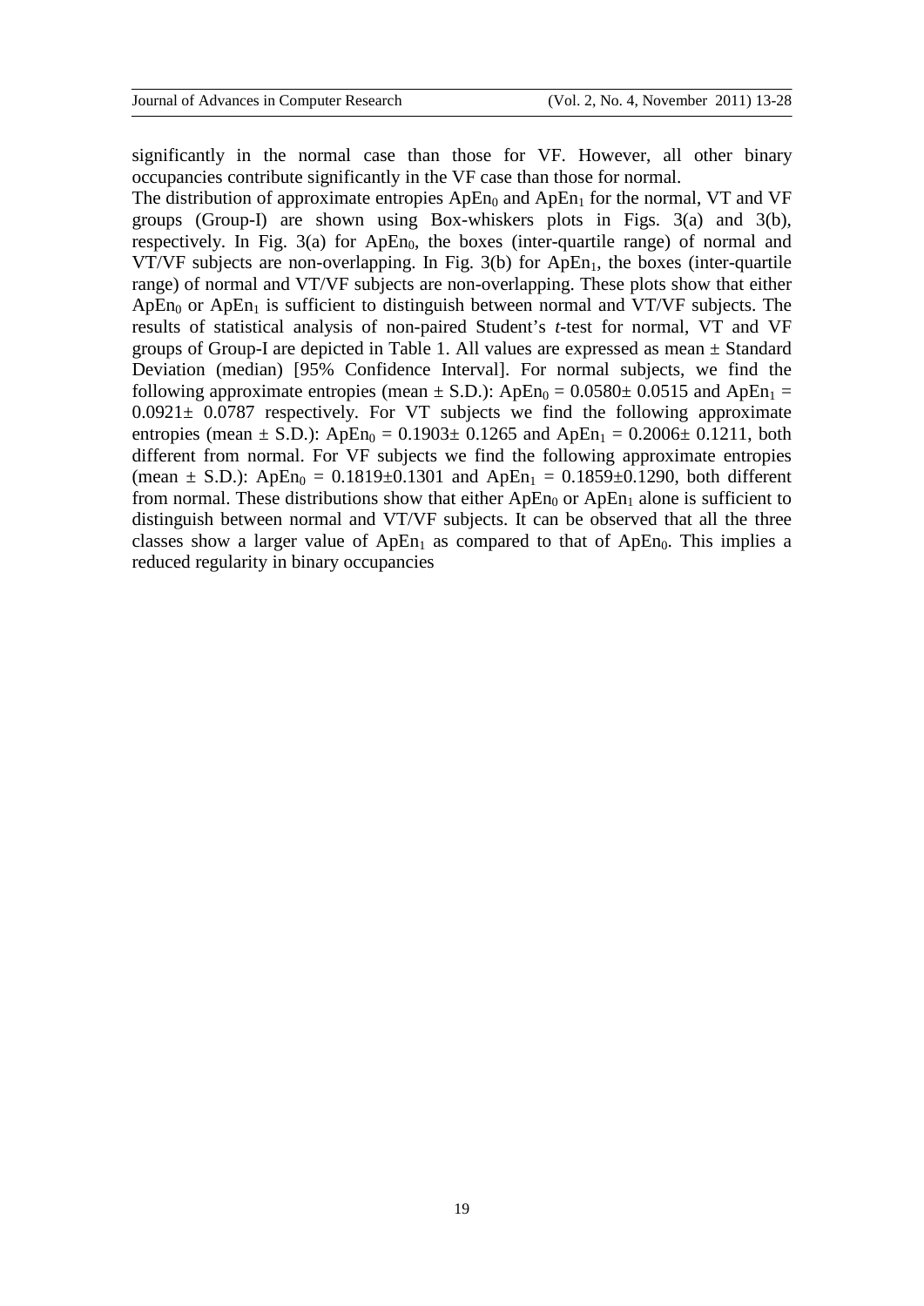significantly in the normal case than those for VF. However, all other binary occupancies contribute significantly in the VF case than those for normal.

The distribution of approximate entropies $ApEn_0$ and $ApEn_1$ for the normal, VT and VF groups (Group-I) are shown using Box-whiskers plots in Figs. 3(a) and 3(b), respectively. In Fig. 3(a) for $ApEn_0$, the boxes (inter-quartile range) of normal and VT/VF subjects are non-overlapping. In Fig. 3(b) for $ApEn_1$, the boxes (inter-quartile range) of normal and VT/VF subjects are non-overlapping. These plots show that either $ApEn_0$ or $ApEn_1$ is sufficient to distinguish between normal and VT/VF subjects. The results of statistical analysis of non-paired Student's *t*-test for normal, VT and VF groups of Group-I are depicted in Table 1. All values are expressed as mean ± Standard Deviation (median) [95% Confidence Interval]. For normal subjects, we find the following approximate entropies (mean ± S.D.): $ApEn_0 = 0.0580 \pm 0.0515$ and $ApEn_1 = 0.0921 \pm 0.0787$ respectively. For VT subjects we find the following approximate entropies (mean ± S.D.): $ApEn_0 = 0.1903 \pm 0.1265$ and $ApEn_1 = 0.2006 \pm 0.1211$, both different from normal. For VF subjects we find the following approximate entropies (mean ± S.D.): $ApEn_0 = 0.1819 \pm 0.1301$ and $ApEn_1 = 0.1859 \pm 0.1290$, both different from normal. These distributions show that either $ApEn_0$ or $ApEn_1$ alone is sufficient to distinguish between normal and VT/VF subjects. It can be observed that all the three classes show a larger value of $ApEn_1$ as compared to that of $ApEn_0$. This implies a reduced regularity in binary occupancies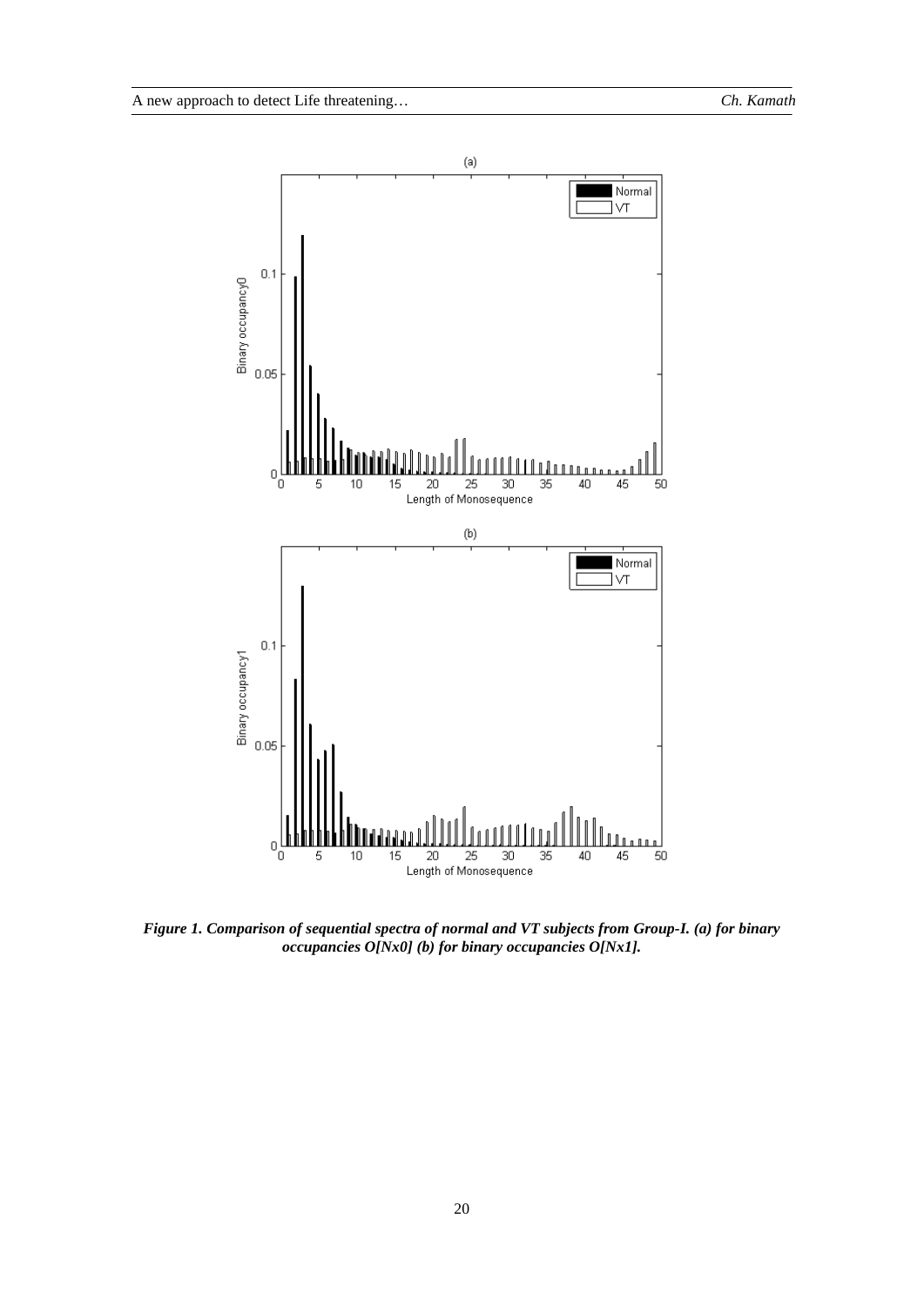*Figure 1. Comparison of sequential spectra of normal and VT subjects from Group-I. (a) for binary occupancies O[Nx0] (b) for binary occupancies O[Nx1].*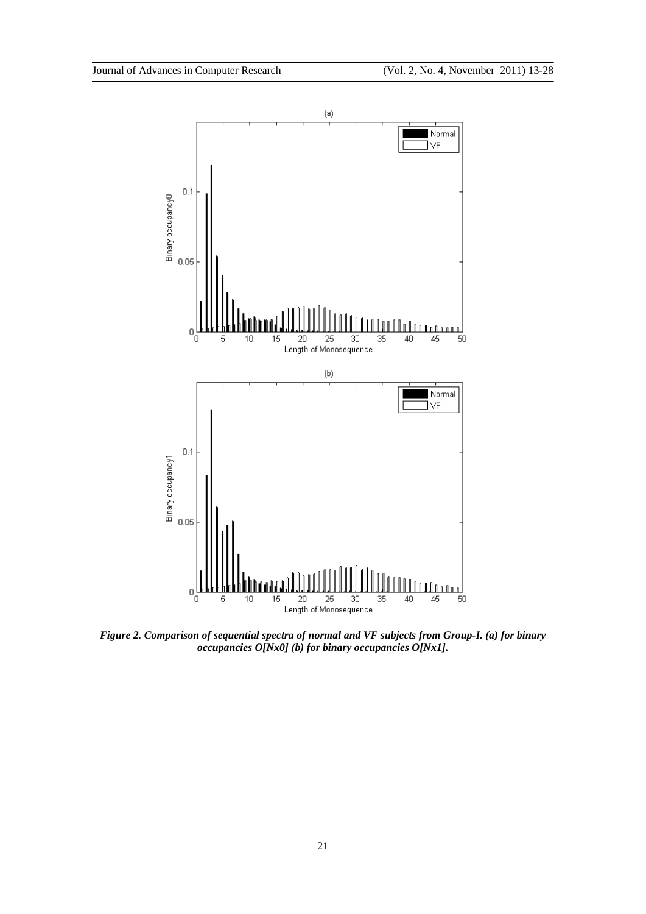***Figure 2. Comparison of sequential spectra of normal and VF subjects from Group-I. (a) for binary occupancies O[Nx0] (b) for binary occupancies O[Nx1].***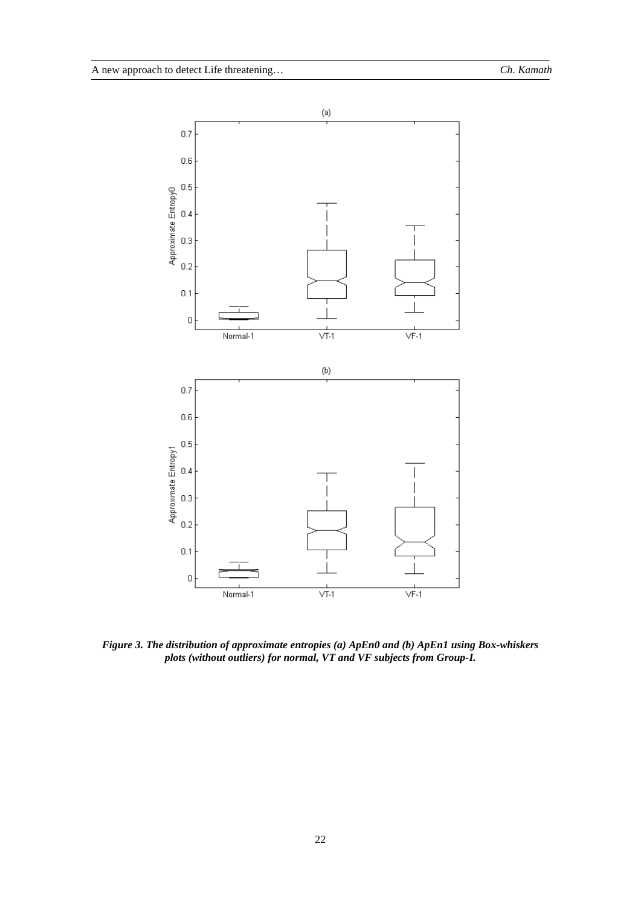***Figure 3. The distribution of approximate entropies (a) ApEn0 and (b) ApEn1 using Box-whiskers plots (without outliers) for normal, VT and VF subjects from Group-I.***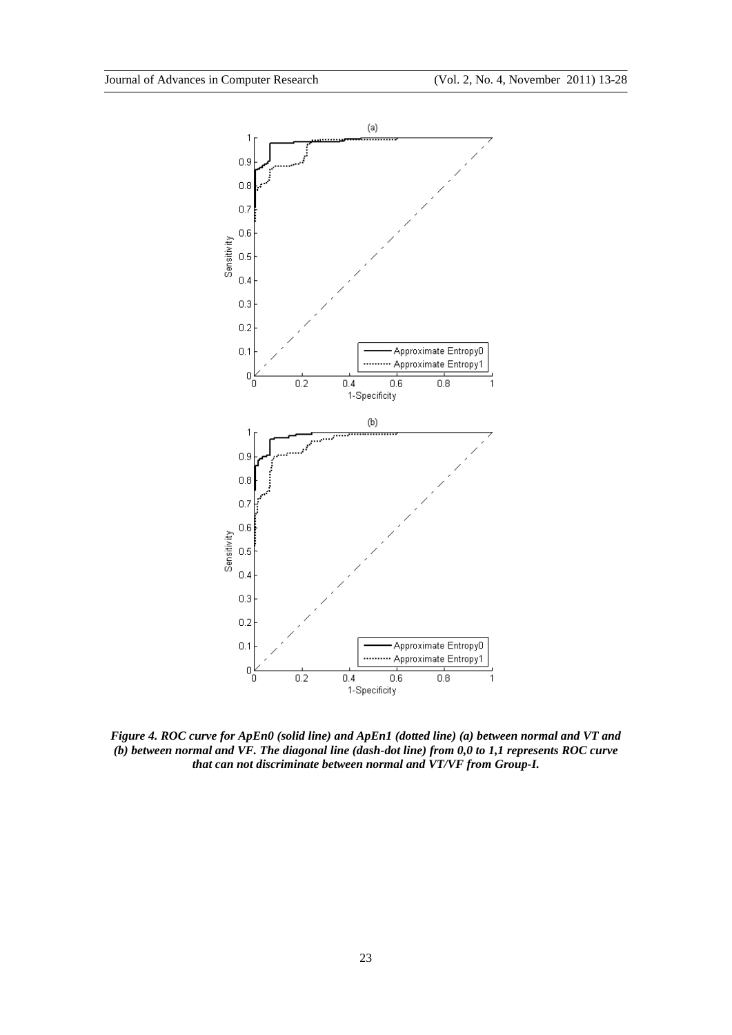*Figure 4. ROC curve for ApEn0 (solid line) and ApEn1 (dotted line) (a) between normal and VT and (b) between normal and VF. The diagonal line (dash-dot line) from 0,0 to 1,1 represents ROC curve that can not discriminate between normal and VT/VF from Group-I.*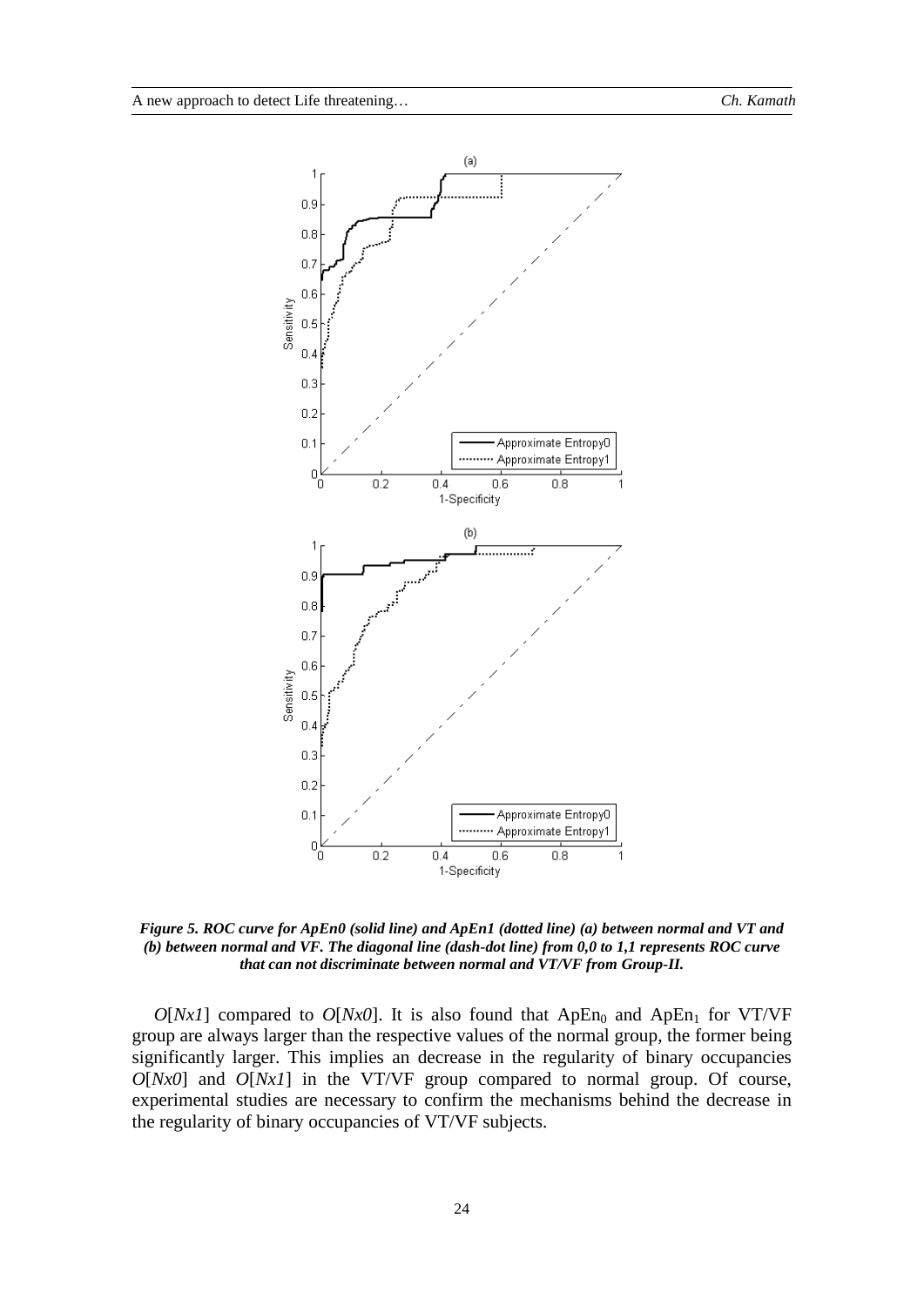*Figure 5. ROC curve for ApEn0 (solid line) and ApEn1 (dotted line) (a) between normal and VT and (b) between normal and VF. The diagonal line (dash-dot line) from 0,0 to 1,1 represents ROC curve that can not discriminate between normal and VT/VF from Group-II.*

*O*[*Nx1*] compared to *O*[*Nx0*]. It is also found that $ApEn_0$ and $ApEn_1$ for VT/VF group are always larger than the respective values of the normal group, the former being significantly larger. This implies an decrease in the regularity of binary occupancies *O*[*Nx0*] and *O*[*Nx1*] in the VT/VF group compared to normal group. Of course, experimental studies are necessary to confirm the mechanisms behind the decrease in the regularity of binary occupancies of VT/VF subjects.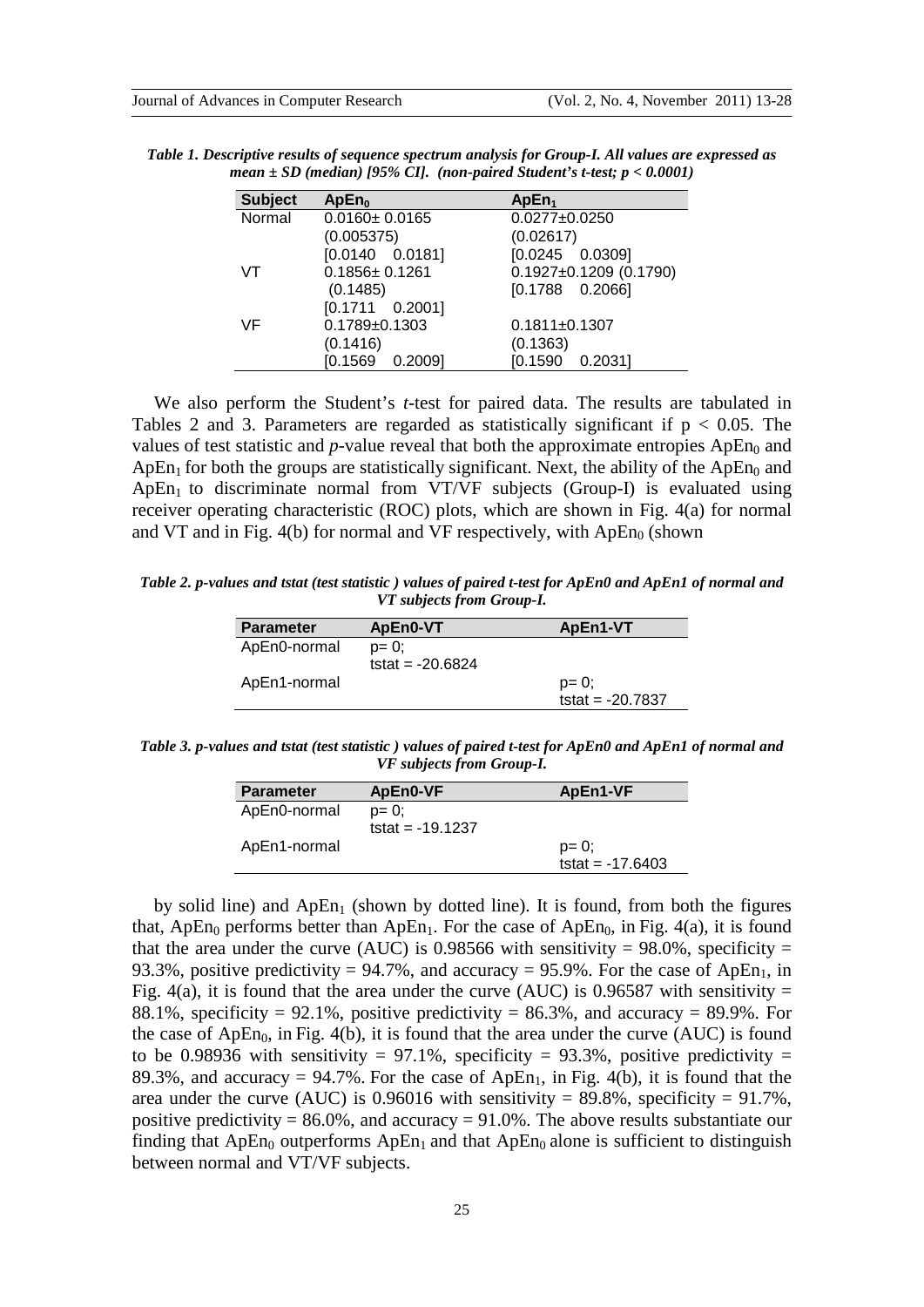***Table 1. Descriptive results of sequence spectrum analysis for Group-I. All values are expressed as mean ± SD (median) [95% CI]. (non-paired Student's t-test; p < 0.0001)***

| Subject | $ApEn_0$ | $ApEn_1$ |
|---|---|---|
| Normal | 0.0160± 0.0165 (0.005375) [0.0140 0.0181] | 0.0277±0.0250 (0.02617) [0.0245 0.0309] |
| VT | 0.1856± 0.1261 (0.1485) [0.1711 0.2001] | 0.1927±0.1209 (0.1790) [0.1788 0.2066] |
| VF | 0.1789±0.1303 (0.1416) [0.1569 0.2009] | 0.1811±0.1307 (0.1363) [0.1590 0.2031] |

We also perform the Student's *t*-test for paired data. The results are tabulated in Tables 2 and 3. Parameters are regarded as statistically significant if $p < 0.05$. The values of test statistic and *p*-value reveal that both the approximate entropies $ApEn_0$ and $ApEn_1$ for both the groups are statistically significant. Next, the ability of the $ApEn_0$ and $ApEn_1$ to discriminate normal from VT/VF subjects (Group-I) is evaluated using receiver operating characteristic (ROC) plots, which are shown in Fig. 4(a) for normal and VT and in Fig. 4(b) for normal and VF respectively, with $ApEn_0$ (shown

***Table 2. p-values and tstat (test statistic ) values of paired t-test for ApEn0 and ApEn1 of normal and VT subjects from Group-I.***

| Parameter | ApEn0-VT | ApEn1-VT |
|---|---|---|
| ApEn0-normal | p= 0; tstat = -20.6824 | |
| ApEn1-normal | | p= 0; tstat = -20.7837 |

***Table 3. p-values and tstat (test statistic ) values of paired t-test for ApEn0 and ApEn1 of normal and VF subjects from Group-I.***

| Parameter | ApEn0-VF | ApEn1-VF |
|---|---|---|
| ApEn0-normal | p= 0; tstat = -19.1237 | |
| ApEn1-normal | | p= 0; tstat = -17.6403 |

by solid line) and $ApEn_1$ (shown by dotted line). It is found, from both the figures that, $ApEn_0$ performs better than $ApEn_1$. For the case of $ApEn_0$, in Fig. 4(a), it is found that the area under the curve (AUC) is 0.98566 with sensitivity = 98.0%, specificity = 93.3%, positive predictivity = 94.7%, and accuracy = 95.9%. For the case of $ApEn_1$, in Fig. 4(a), it is found that the area under the curve (AUC) is 0.96587 with sensitivity = 88.1%, specificity = 92.1%, positive predictivity = 86.3%, and accuracy = 89.9%. For the case of $ApEn_0$, in Fig. 4(b), it is found that the area under the curve (AUC) is found to be 0.98936 with sensitivity = 97.1%, specificity = 93.3%, positive predictivity = 89.3%, and accuracy = 94.7%. For the case of $ApEn_1$, in Fig. 4(b), it is found that the area under the curve (AUC) is 0.96016 with sensitivity = 89.8%, specificity = 91.7%, positive predictivity = 86.0%, and accuracy = 91.0%. The above results substantiate our finding that $ApEn_0$ outperforms $ApEn_1$ and that $ApEn_0$ alone is sufficient to distinguish between normal and VT/VF subjects.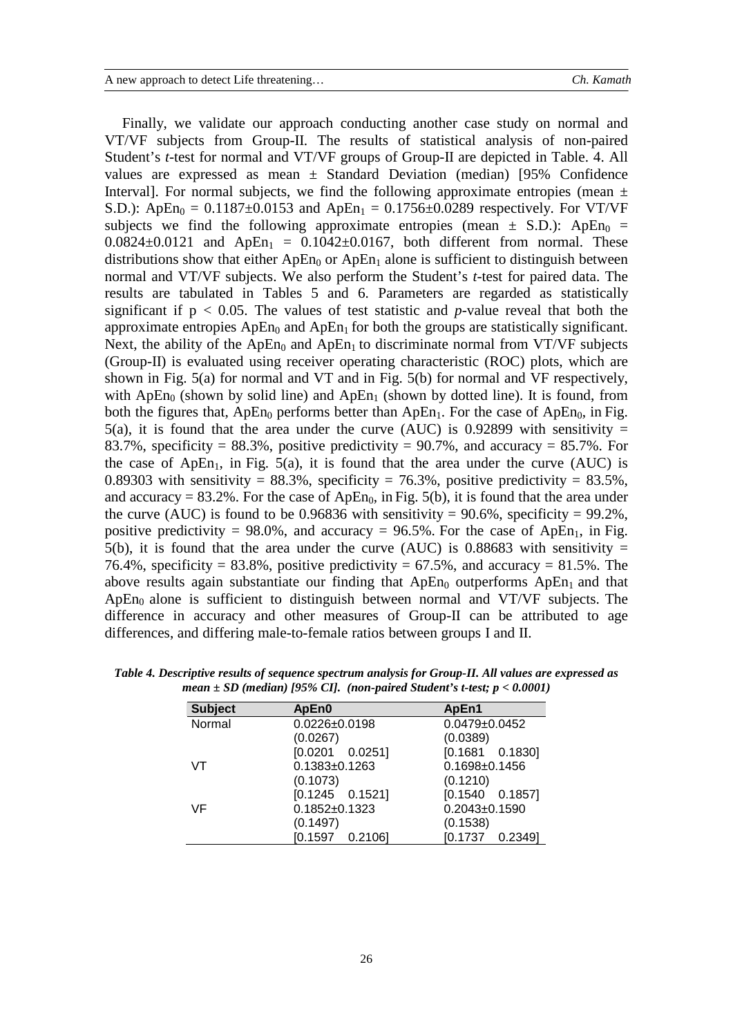Finally, we validate our approach conducting another case study on normal and VT/VF subjects from Group-II. The results of statistical analysis of non-paired Student's *t*-test for normal and VT/VF groups of Group-II are depicted in Table. 4. All values are expressed as mean ± Standard Deviation (median) [95% Confidence Interval]. For normal subjects, we find the following approximate entropies (mean ± S.D.): $ApEn_0$ = 0.1187±0.0153 and $ApEn_1$ = 0.1756±0.0289 respectively. For VT/VF subjects we find the following approximate entropies (mean ± S.D.): $ApEn_0$ = 0.0824±0.0121 and $ApEn_1$ = 0.1042±0.0167, both different from normal. These distributions show that either $ApEn_0$ or $ApEn_1$ alone is sufficient to distinguish between normal and VT/VF subjects. We also perform the Student's *t*-test for paired data. The results are tabulated in Tables 5 and 6. Parameters are regarded as statistically significant if $p < 0.05$. The values of test statistic and *p*-value reveal that both the approximate entropies $ApEn_0$ and $ApEn_1$ for both the groups are statistically significant. Next, the ability of the $ApEn_0$ and $ApEn_1$ to discriminate normal from VT/VF subjects (Group-II) is evaluated using receiver operating characteristic (ROC) plots, which are shown in Fig. 5(a) for normal and VT and in Fig. 5(b) for normal and VF respectively, with $ApEn_0$ (shown by solid line) and $ApEn_1$ (shown by dotted line). It is found, from both the figures that, $ApEn_0$ performs better than $ApEn_1$. For the case of $ApEn_0$, in Fig. 5(a), it is found that the area under the curve (AUC) is 0.92899 with sensitivity = 83.7%, specificity = 88.3%, positive predictivity = 90.7%, and accuracy = 85.7%. For the case of $ApEn_1$, in Fig. 5(a), it is found that the area under the curve (AUC) is 0.89303 with sensitivity = 88.3%, specificity = 76.3%, positive predictivity = 83.5%, and accuracy = 83.2%. For the case of $ApEn_0$, in Fig. 5(b), it is found that the area under the curve (AUC) is found to be 0.96836 with sensitivity = 90.6%, specificity = 99.2%, positive predictivity = 98.0%, and accuracy = 96.5%. For the case of $ApEn_1$, in Fig. 5(b), it is found that the area under the curve (AUC) is 0.88683 with sensitivity = 76.4%, specificity = 83.8%, positive predictivity = 67.5%, and accuracy = 81.5%. The above results again substantiate our finding that $ApEn_0$ outperforms $ApEn_1$ and that $ApEn_0$ alone is sufficient to distinguish between normal and VT/VF subjects. The difference in accuracy and other measures of Group-II can be attributed to age differences, and differing male-to-female ratios between groups I and II.

***Table 4. Descriptive results of sequence spectrum analysis for Group-II. All values are expressed as mean ± SD (median) [95% CI]. (non-paired Student's t-test; $p < 0.0001$)***

| Subject | ApEn0 | ApEn1 |
|---|---|---|
| Normal | 0.0226±0.0198 (0.0267) [0.0201 0.0251] | 0.0479±0.0452 (0.0389) [0.1681 0.1830] |
| VT | 0.1383±0.1263 (0.1073) [0.1245 0.1521] | 0.1698±0.1456 (0.1210) [0.1540 0.1857] |
| VF | 0.1852±0.1323 (0.1497) [0.1597 0.2106] | 0.2043±0.1590 (0.1538) [0.1737 0.2349] |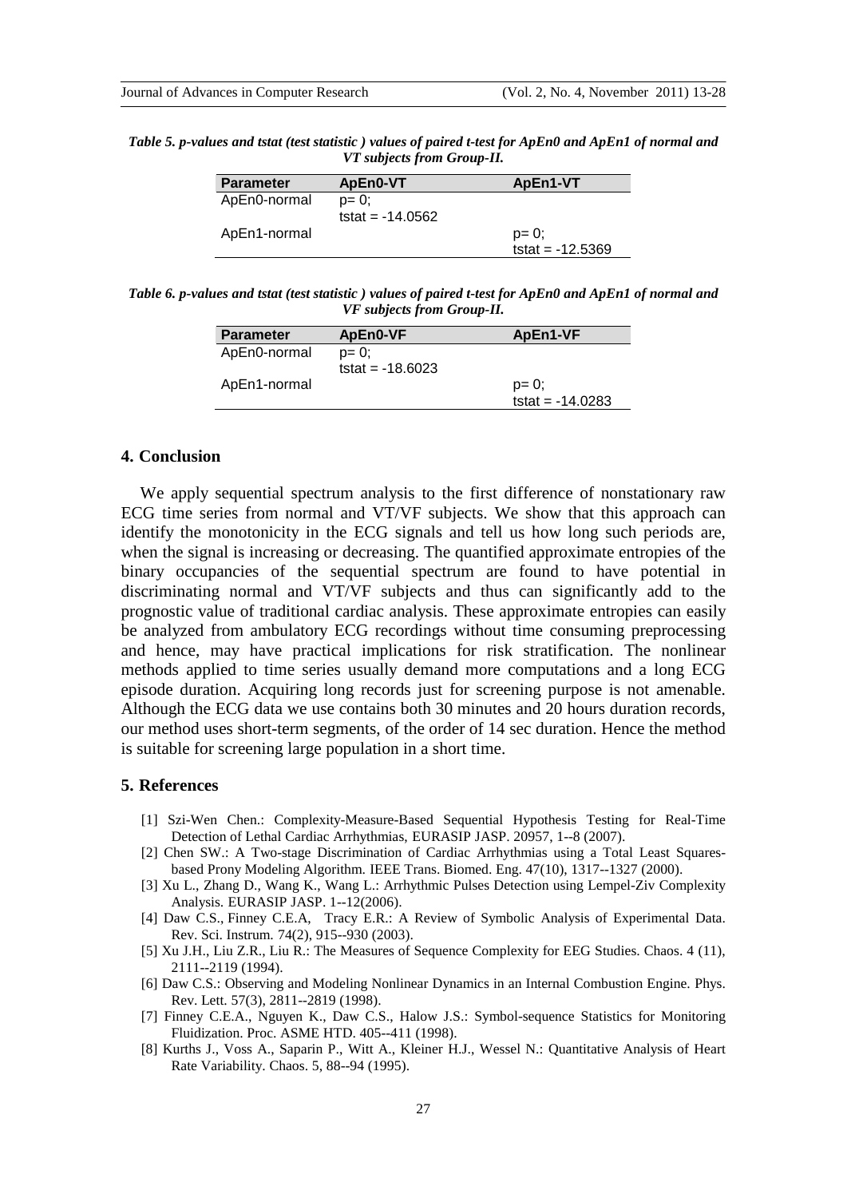*Table 5. p-values and tstat (test statistic ) values of paired t-test for ApEn0 and ApEn1 of normal and VT subjects from Group-II.*

| Parameter | ApEn0-VT | ApEn1-VT |
|---|---|---|
| ApEn0-normal | p= 0; tstat = -14.0562 | |
| ApEn1-normal | | p= 0; tstat = -12.5369 |

*Table 6. p-values and tstat (test statistic ) values of paired t-test for ApEn0 and ApEn1 of normal and VF subjects from Group-II.*

| Parameter | ApEn0-VF | ApEn1-VF |
|---|---|---|
| ApEn0-normal | p= 0; tstat = -18.6023 | |
| ApEn1-normal | | p= 0; tstat = -14.0283 |

## 4. Conclusion

We apply sequential spectrum analysis to the first difference of nonstationary raw ECG time series from normal and VT/VF subjects. We show that this approach can identify the monotonicity in the ECG signals and tell us how long such periods are, when the signal is increasing or decreasing. The quantified approximate entropies of the binary occupancies of the sequential spectrum are found to have potential in discriminating normal and VT/VF subjects and thus can significantly add to the prognostic value of traditional cardiac analysis. These approximate entropies can easily be analyzed from ambulatory ECG recordings without time consuming preprocessing and hence, may have practical implications for risk stratification. The nonlinear methods applied to time series usually demand more computations and a long ECG episode duration. Acquiring long records just for screening purpose is not amenable. Although the ECG data we use contains both 30 minutes and 20 hours duration records, our method uses short-term segments, of the order of 14 sec duration. Hence the method is suitable for screening large population in a short time.

## 5. References

[1] Szi-Wen Chen.: Complexity-Measure-Based Sequential Hypothesis Testing for Real-Time Detection of Lethal Cardiac Arrhythmias, EURASIP JASP. 20957, 1--8 (2007).

[2] Chen SW.: A Two-stage Discrimination of Cardiac Arrhythmias using a Total Least Squares-based Prony Modeling Algorithm. IEEE Trans. Biomed. Eng. 47(10), 1317--1327 (2000).

[3] Xu L., Zhang D., Wang K., Wang L.: Arrhythmic Pulses Detection using Lempel-Ziv Complexity Analysis. EURASIP JASP. 1--12(2006).

[4] Daw C.S., Finney C.E.A, Tracy E.R.: A Review of Symbolic Analysis of Experimental Data. Rev. Sci. Instrum. 74(2), 915--930 (2003).

[5] Xu J.H., Liu Z.R., Liu R.: The Measures of Sequence Complexity for EEG Studies. Chaos. 4 (11), 2111--2119 (1994).

[6] Daw C.S.: Observing and Modeling Nonlinear Dynamics in an Internal Combustion Engine. Phys. Rev. Lett. 57(3), 2811--2819 (1998).

[7] Finney C.E.A., Nguyen K., Daw C.S., Halow J.S.: Symbol-sequence Statistics for Monitoring Fluidization. Proc. ASME HTD. 405--411 (1998).

[8] Kurths J., Voss A., Saparin P., Witt A., Kleiner H.J., Wessel N.: Quantitative Analysis of Heart Rate Variability. Chaos. 5, 88--94 (1995).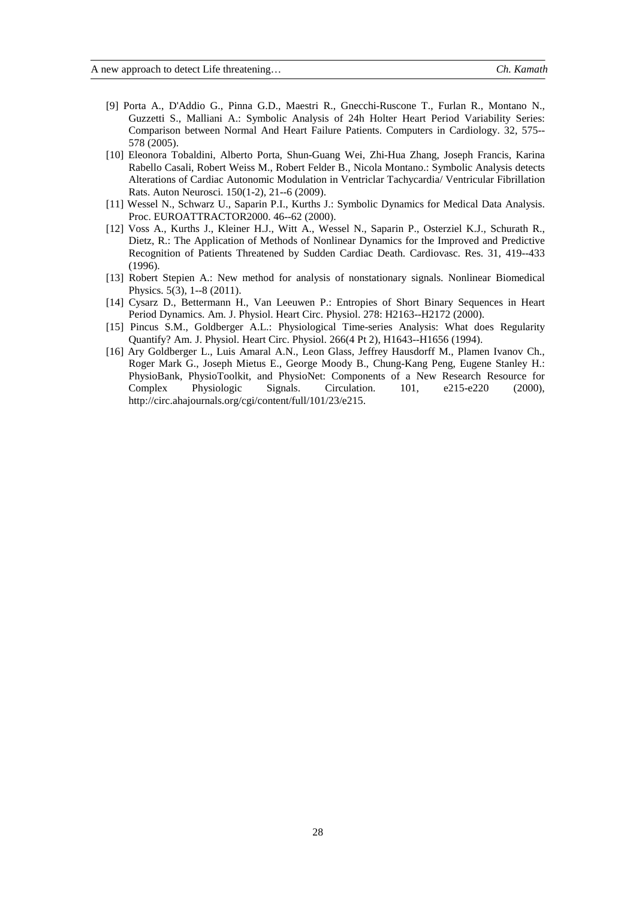[9] Porta A., D'Addio G., Pinna G.D., Maestri R., Gnecchi-Ruscone T., Furlan R., Montano N., Guzzetti S., Malliani A.: Symbolic Analysis of 24h Holter Heart Period Variability Series: Comparison between Normal And Heart Failure Patients. Computers in Cardiology. 32, 575--578 (2005).

[10] Eleonora Tobaldini, Alberto Porta, Shun-Guang Wei, Zhi-Hua Zhang, Joseph Francis, Karina Rabello Casali, Robert Weiss M., Robert Felder B., Nicola Montano.: Symbolic Analysis detects Alterations of Cardiac Autonomic Modulation in Ventriclar Tachycardia/ Ventricular Fibrillation Rats. Auton Neurosci. 150(1-2), 21--6 (2009).

[11] Wessel N., Schwarz U., Saparin P.I., Kurths J.: Symbolic Dynamics for Medical Data Analysis. Proc. EUROATTRACTOR2000. 46--62 (2000).

[12] Voss A., Kurths J., Kleiner H.J., Witt A., Wessel N., Saparin P., Osterziel K.J., Schurath R., Dietz, R.: The Application of Methods of Nonlinear Dynamics for the Improved and Predictive Recognition of Patients Threatened by Sudden Cardiac Death. Cardiovasc. Res. 31, 419--433 (1996).

[13] Robert Stepien A.: New method for analysis of nonstationary signals. Nonlinear Biomedical Physics. 5(3), 1--8 (2011).

[14] Cysarz D., Bettermann H., Van Leeuwen P.: Entropies of Short Binary Sequences in Heart Period Dynamics. Am. J. Physiol. Heart Circ. Physiol. 278: H2163--H2172 (2000).

[15] Pincus S.M., Goldberger A.L.: Physiological Time-series Analysis: What does Regularity Quantify? Am. J. Physiol. Heart Circ. Physiol. 266(4 Pt 2), H1643--H1656 (1994).

[16] Ary Goldberger L., Luis Amaral A.N., Leon Glass, Jeffrey Hausdorff M., Plamen Ivanov Ch., Roger Mark G., Joseph Mietus E., George Moody B., Chung-Kang Peng, Eugene Stanley H.: PhysioBank, PhysioToolkit, and PhysioNet: Components of a New Research Resource for Complex Physiologic Signals. Circulation. 101, e215-e220 (2000), http://circ.ahajournals.org/cgi/content/full/101/23/e215.